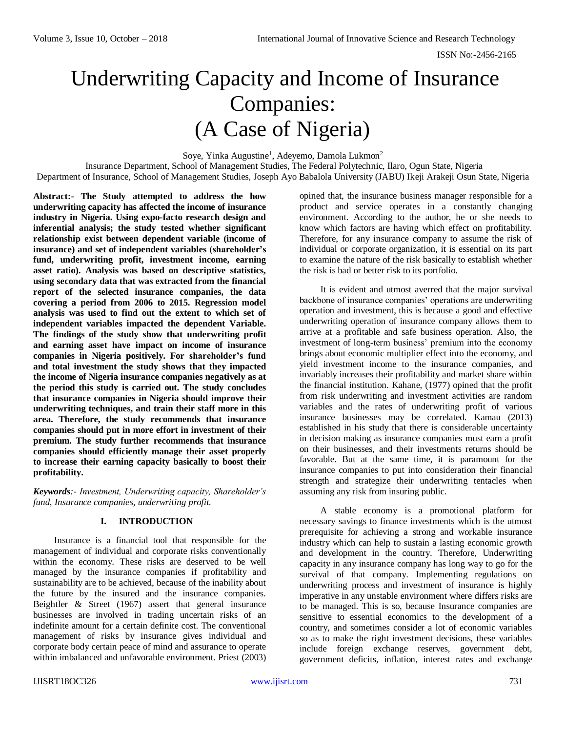# Underwriting Capacity and Income of Insurance Companies: (A Case of Nigeria)

Soye, Yinka Augustine[1], Adeyemo, Damola Lukmon[2]

Insurance Department, School of Management Studies, The Federal Polytechnic, Ilaro, Ogun State, Nigeria
Department of Insurance, School of Management Studies, Joseph Ayo Babalola University (JABU) Ikeji Arakeji Osun State, Nigeria

**Abstract:- The Study attempted to address the how underwriting capacity has affected the income of insurance industry in Nigeria. Using expo-facto research design and inferential analysis; the study tested whether significant relationship exist between dependent variable (income of insurance) and set of independent variables (shareholder's fund, underwriting profit, investment income, earning asset ratio). Analysis was based on descriptive statistics, using secondary data that was extracted from the financial report of the selected insurance companies, the data covering a period from 2006 to 2015. Regression model analysis was used to find out the extent to which set of independent variables impacted the dependent Variable. The findings of the study show that underwriting profit and earning asset have impact on income of insurance companies in Nigeria positively. For shareholder's fund and total investment the study shows that they impacted the income of Nigeria insurance companies negatively as at the period this study is carried out. The study concludes that insurance companies in Nigeria should improve their underwriting techniques, and train their staff more in this area. Therefore, the study recommends that insurance companies should put in more effort in investment of their premium. The study further recommends that insurance companies should efficiently manage their asset properly to increase their earning capacity basically to boost their profitability.**

***Keywords**:- Investment, Underwriting capacity, Shareholder's fund, Insurance companies, underwriting profit.*

## I. INTRODUCTION

Insurance is a financial tool that responsible for the management of individual and corporate risks conventionally within the economy. These risks are deserved to be well managed by the insurance companies if profitability and sustainability are to be achieved, because of the inability about the future by the insured and the insurance companies. Beightler & Street (1967) assert that general insurance businesses are involved in trading uncertain risks of an indefinite amount for a certain definite cost. The conventional management of risks by insurance gives individual and corporate body certain peace of mind and assurance to operate within imbalanced and unfavorable environment. Priest (2003) opined that, the insurance business manager responsible for a product and service operates in a constantly changing environment. According to the author, he or she needs to know which factors are having which effect on profitability. Therefore, for any insurance company to assume the risk of individual or corporate organization, it is essential on its part to examine the nature of the risk basically to establish whether the risk is bad or better risk to its portfolio.

It is evident and utmost averred that the major survival backbone of insurance companies' operations are underwriting operation and investment, this is because a good and effective underwriting operation of insurance company allows them to arrive at a profitable and safe business operation. Also, the investment of long-term business' premium into the economy brings about economic multiplier effect into the economy, and yield investment income to the insurance companies, and invariably increases their profitability and market share within the financial institution. Kahane, (1977) opined that the profit from risk underwriting and investment activities are random variables and the rates of underwriting profit of various insurance businesses may be correlated. Kamau (2013) established in his study that there is considerable uncertainty in decision making as insurance companies must earn a profit on their businesses, and their investments returns should be favorable. But at the same time, it is paramount for the insurance companies to put into consideration their financial strength and strategize their underwriting tentacles when assuming any risk from insuring public.

A stable economy is a promotional platform for necessary savings to finance investments which is the utmost prerequisite for achieving a strong and workable insurance industry which can help to sustain a lasting economic growth and development in the country. Therefore, Underwriting capacity in any insurance company has long way to go for the survival of that company. Implementing regulations on underwriting process and investment of insurance is highly imperative in any unstable environment where differs risks are to be managed. This is so, because Insurance companies are sensitive to essential economics to the development of a country, and sometimes consider a lot of economic variables so as to make the right investment decisions, these variables include foreign exchange reserves, government debt, government deficits, inflation, interest rates and exchange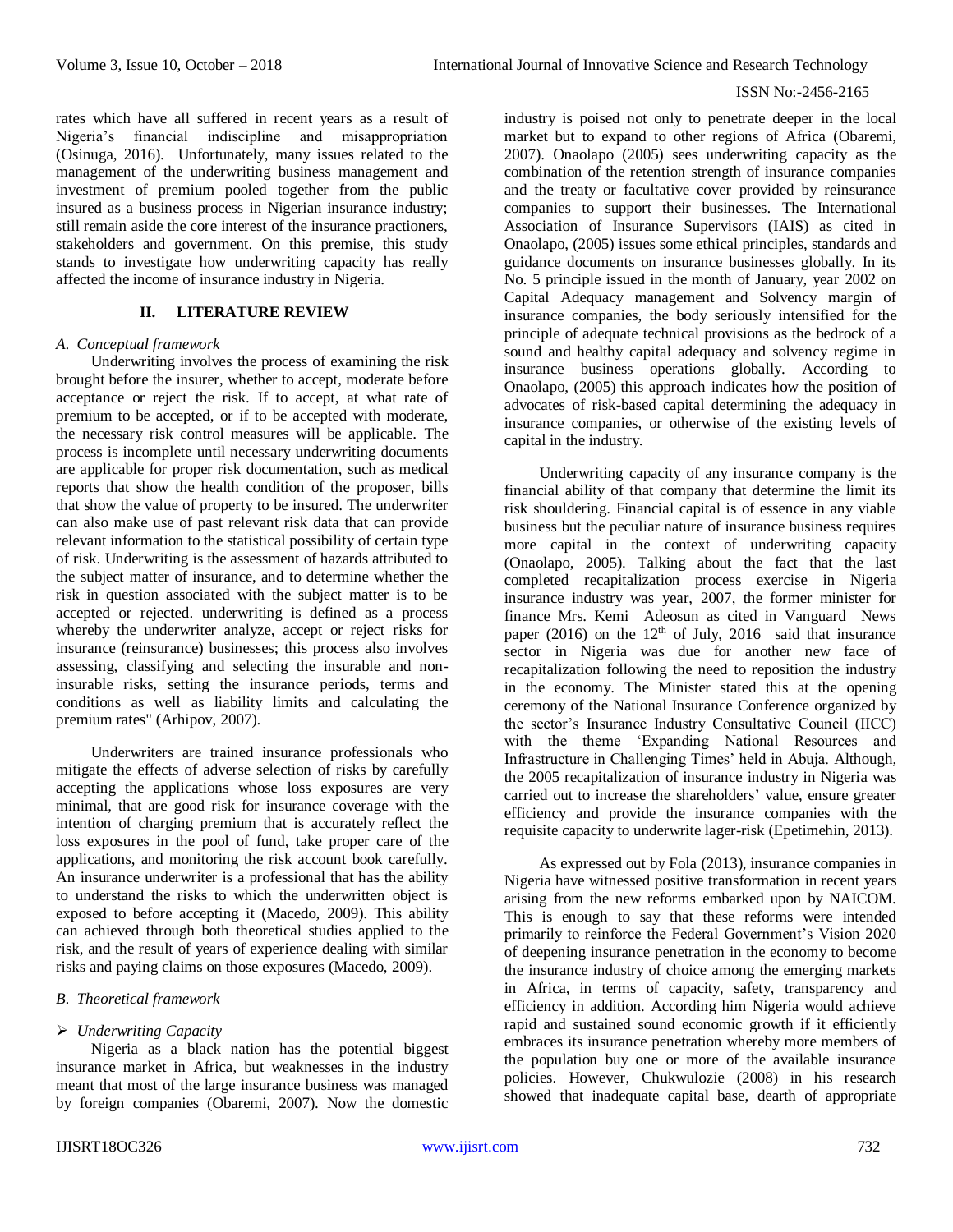rates which have all suffered in recent years as a result of Nigeria's financial indiscipline and misappropriation (Osinuga, 2016). Unfortunately, many issues related to the management of the underwriting business management and investment of premium pooled together from the public insured as a business process in Nigerian insurance industry; still remain aside the core interest of the insurance practioners, stakeholders and government. On this premise, this study stands to investigate how underwriting capacity has really affected the income of insurance industry in Nigeria.

## II. LITERATURE REVIEW

### *A. Conceptual framework*

Underwriting involves the process of examining the risk brought before the insurer, whether to accept, moderate before acceptance or reject the risk. If to accept, at what rate of premium to be accepted, or if to be accepted with moderate, the necessary risk control measures will be applicable. The process is incomplete until necessary underwriting documents are applicable for proper risk documentation, such as medical reports that show the health condition of the proposer, bills that show the value of property to be insured. The underwriter can also make use of past relevant risk data that can provide relevant information to the statistical possibility of certain type of risk. Underwriting is the assessment of hazards attributed to the subject matter of insurance, and to determine whether the risk in question associated with the subject matter is to be accepted or rejected. underwriting is defined as a process whereby the underwriter analyze, accept or reject risks for insurance (reinsurance) businesses; this process also involves assessing, classifying and selecting the insurable and non-insurable risks, setting the insurance periods, terms and conditions as well as liability limits and calculating the premium rates" (Arhipov, 2007).

Underwriters are trained insurance professionals who mitigate the effects of adverse selection of risks by carefully accepting the applications whose loss exposures are very minimal, that are good risk for insurance coverage with the intention of charging premium that is accurately reflect the loss exposures in the pool of fund, take proper care of the applications, and monitoring the risk account book carefully. An insurance underwriter is a professional that has the ability to understand the risks to which the underwritten object is exposed to before accepting it (Macedo, 2009). This ability can achieved through both theoretical studies applied to the risk, and the result of years of experience dealing with similar risks and paying claims on those exposures (Macedo, 2009).

### *B. Theoretical framework*

- *Underwriting Capacity*

Nigeria as a black nation has the potential biggest insurance market in Africa, but weaknesses in the industry meant that most of the large insurance business was managed by foreign companies (Obaremi, 2007). Now the domestic industry is poised not only to penetrate deeper in the local market but to expand to other regions of Africa (Obaremi, 2007). Onaolapo (2005) sees underwriting capacity as the combination of the retention strength of insurance companies and the treaty or facultative cover provided by reinsurance companies to support their businesses. The International Association of Insurance Supervisors (IAIS) as cited in Onaolapo, (2005) issues some ethical principles, standards and guidance documents on insurance businesses globally. In its No. 5 principle issued in the month of January, year 2002 on Capital Adequacy management and Solvency margin of insurance companies, the body seriously intensified for the principle of adequate technical provisions as the bedrock of a sound and healthy capital adequacy and solvency regime in insurance business operations globally. According to Onaolapo, (2005) this approach indicates how the position of advocates of risk-based capital determining the adequacy in insurance companies, or otherwise of the existing levels of capital in the industry.

Underwriting capacity of any insurance company is the financial ability of that company that determine the limit its risk shouldering. Financial capital is of essence in any viable business but the peculiar nature of insurance business requires more capital in the context of underwriting capacity (Onaolapo, 2005). Talking about the fact that the last completed recapitalization process exercise in Nigeria insurance industry was year, 2007, the former minister for finance Mrs. Kemi Adeosun as cited in Vanguard News paper (2016) on the 12th of July, 2016 said that insurance sector in Nigeria was due for another new face of recapitalization following the need to reposition the industry in the economy. The Minister stated this at the opening ceremony of the National Insurance Conference organized by the sector's Insurance Industry Consultative Council (IICC) with the theme 'Expanding National Resources and Infrastructure in Challenging Times' held in Abuja. Although, the 2005 recapitalization of insurance industry in Nigeria was carried out to increase the shareholders' value, ensure greater efficiency and provide the insurance companies with the requisite capacity to underwrite lager-risk (Epetimehin, 2013).

As expressed out by Fola (2013), insurance companies in Nigeria have witnessed positive transformation in recent years arising from the new reforms embarked upon by NAICOM. This is enough to say that these reforms were intended primarily to reinforce the Federal Government's Vision 2020 of deepening insurance penetration in the economy to become the insurance industry of choice among the emerging markets in Africa, in terms of capacity, safety, transparency and efficiency in addition. According him Nigeria would achieve rapid and sustained sound economic growth if it efficiently embraces its insurance penetration whereby more members of the population buy one or more of the available insurance policies. However, Chukwulozie (2008) in his research showed that inadequate capital base, dearth of appropriate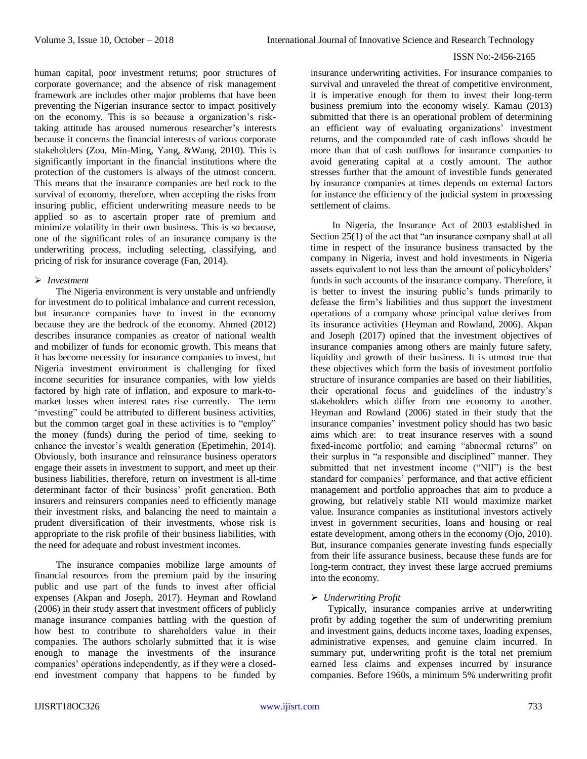human capital, poor investment returns; poor structures of corporate governance; and the absence of risk management framework are includes other major problems that have been preventing the Nigerian insurance sector to impact positively on the economy. This is so because a organization's risk-taking attitude has aroused numerous researcher's interests because it concerns the financial interests of various corporate stakeholders (Zou, Min-Ming, Yang, &Wang, 2010). This is significantly important in the financial institutions where the protection of the customers is always of the utmost concern. This means that the insurance companies are bed rock to the survival of economy, therefore, when accepting the risks from insuring public, efficient underwriting measure needs to be applied so as to ascertain proper rate of premium and minimize volatility in their own business. This is so because, one of the significant roles of an insurance company is the underwriting process, including selecting, classifying, and pricing of risk for insurance coverage (Fan, 2014).

- *Investment*

The Nigeria environment is very unstable and unfriendly for investment do to political imbalance and current recession, but insurance companies have to invest in the economy because they are the bedrock of the economy. Ahmed (2012) describes insurance companies as creator of national wealth and mobilizer of funds for economic growth. This means that it has become necessity for insurance companies to invest, but Nigeria investment environment is challenging for fixed income securities for insurance companies, with low yields factored by high rate of inflation, and exposure to mark-to-market losses when interest rates rise currently. The term 'investing' could be attributed to different business activities, but the common target goal in these activities is to "employ" the money (funds) during the period of time, seeking to enhance the investor's wealth generation (Epetimehin, 2014). Obviously, both insurance and reinsurance business operators engage their assets in investment to support, and meet up their business liabilities, therefore, return on investment is all-time determinant factor of their business' profit generation. Both insurers and reinsurers companies need to efficiently manage their investment risks, and balancing the need to maintain a prudent diversification of their investments, whose risk is appropriate to the risk profile of their business liabilities, with the need for adequate and robust investment incomes.

The insurance companies mobilize large amounts of financial resources from the premium paid by the insuring public and use part of the funds to invest after official expenses (Akpan and Joseph, 2017). Heyman and Rowland (2006) in their study assert that investment officers of publicly manage insurance companies battling with the question of how best to contribute to shareholders value in their companies. The authors scholarly submitted that it is wise enough to manage the investments of the insurance companies' operations independently, as if they were a closed-end investment company that happens to be funded by insurance underwriting activities. For insurance companies to survival and unraveled the threat of competitive environment, it is imperative enough for them to invest their long-term business premium into the economy wisely. Kamau (2013) submitted that there is an operational problem of determining an efficient way of evaluating organizations' investment returns, and the compounded rate of cash inflows should be more than that of cash outflows for insurance companies to avoid generating capital at a costly amount. The author stresses further that the amount of investible funds generated by insurance companies at times depends on external factors for instance the efficiency of the judicial system in processing settlement of claims.

In Nigeria, the Insurance Act of 2003 established in Section 25(1) of the act that "an insurance company shall at all time in respect of the insurance business transacted by the company in Nigeria, invest and hold investments in Nigeria assets equivalent to not less than the amount of policyholders' funds in such accounts of the insurance company. Therefore, it is better to invest the insuring public's funds primarily to defease the firm's liabilities and thus support the investment operations of a company whose principal value derives from its insurance activities (Heyman and Rowland, 2006). Akpan and Joseph (2017) opined that the investment objectives of insurance companies among others are mainly future safety, liquidity and growth of their business. It is utmost true that these objectives which form the basis of investment portfolio structure of insurance companies are based on their liabilities, their operational focus and guidelines of the industry's stakeholders which differ from one economy to another. Heyman and Rowland (2006) stated in their study that the insurance companies' investment policy should has two basic aims which are: to treat insurance reserves with a sound fixed-income portfolio; and earning "abnormal returns" on their surplus in "a responsible and disciplined" manner. They submitted that net investment income ("NII") is the best standard for companies' performance, and that active efficient management and portfolio approaches that aim to produce a growing, but relatively stable NII would maximize market value. Insurance companies as institutional investors actively invest in government securities, loans and housing or real estate development, among others in the economy (Ojo, 2010). But, insurance companies generate investing funds especially from their life assurance business, because these funds are for long-term contract, they invest these large accrued premiums into the economy.

- *Underwriting Profit*

Typically, insurance companies arrive at underwriting profit by adding together the sum of underwriting premium and investment gains, deducts income taxes, loading expenses, administrative expenses, and genuine claim incurred. In summary put, underwriting profit is the total net premium earned less claims and expenses incurred by insurance companies. Before 1960s, a minimum 5% underwriting profit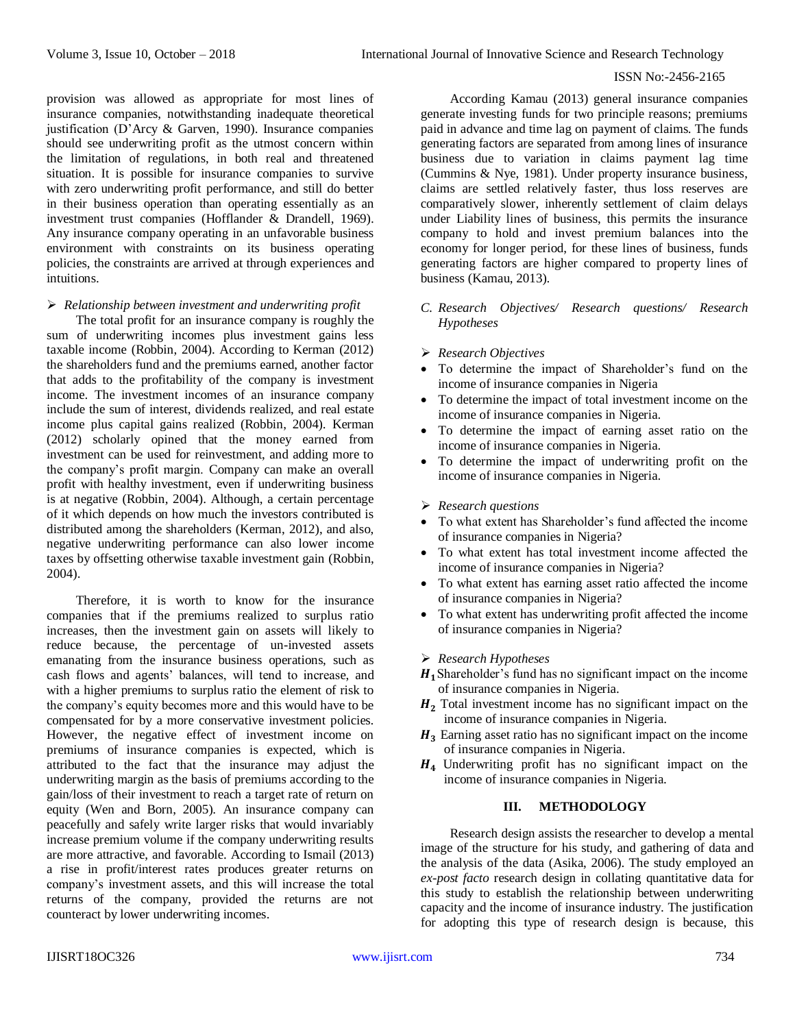provision was allowed as appropriate for most lines of insurance companies, notwithstanding inadequate theoretical justification (D'Arcy & Garven, 1990). Insurance companies should see underwriting profit as the utmost concern within the limitation of regulations, in both real and threatened situation. It is possible for insurance companies to survive with zero underwriting profit performance, and still do better in their business operation than operating essentially as an investment trust companies (Hofflander & Drandell, 1969). Any insurance company operating in an unfavorable business environment with constraints on its business operating policies, the constraints are arrived at through experiences and intuitions.

➢ *Relationship between investment and underwriting profit*

The total profit for an insurance company is roughly the sum of underwriting incomes plus investment gains less taxable income (Robbin, 2004). According to Kerman (2012) the shareholders fund and the premiums earned, another factor that adds to the profitability of the company is investment income. The investment incomes of an insurance company include the sum of interest, dividends realized, and real estate income plus capital gains realized (Robbin, 2004). Kerman (2012) scholarly opined that the money earned from investment can be used for reinvestment, and adding more to the company's profit margin. Company can make an overall profit with healthy investment, even if underwriting business is at negative (Robbin, 2004). Although, a certain percentage of it which depends on how much the investors contributed is distributed among the shareholders (Kerman, 2012), and also, negative underwriting performance can also lower income taxes by offsetting otherwise taxable investment gain (Robbin, 2004).

Therefore, it is worth to know for the insurance companies that if the premiums realized to surplus ratio increases, then the investment gain on assets will likely to reduce because, the percentage of un-invested assets emanating from the insurance business operations, such as cash flows and agents' balances, will tend to increase, and with a higher premiums to surplus ratio the element of risk to the company's equity becomes more and this would have to be compensated for by a more conservative investment policies. However, the negative effect of investment income on premiums of insurance companies is expected, which is attributed to the fact that the insurance may adjust the underwriting margin as the basis of premiums according to the gain/loss of their investment to reach a target rate of return on equity (Wen and Born, 2005). An insurance company can peacefully and safely write larger risks that would invariably increase premium volume if the company underwriting results are more attractive, and favorable. According to Ismail (2013) a rise in profit/interest rates produces greater returns on company's investment assets, and this will increase the total returns of the company, provided the returns are not counteract by lower underwriting incomes.

According Kamau (2013) general insurance companies generate investing funds for two principle reasons; premiums paid in advance and time lag on payment of claims. The funds generating factors are separated from among lines of insurance business due to variation in claims payment lag time (Cummins & Nye, 1981). Under property insurance business, claims are settled relatively faster, thus loss reserves are comparatively slower, inherently settlement of claim delays under Liability lines of business, this permits the insurance company to hold and invest premium balances into the economy for longer period, for these lines of business, funds generating factors are higher compared to property lines of business (Kamau, 2013).

### C. Research Objectives/ Research questions/ Research Hypotheses

➢ *Research Objectives*

- To determine the impact of Shareholder's fund on the income of insurance companies in Nigeria
- To determine the impact of total investment income on the income of insurance companies in Nigeria.
- To determine the impact of earning asset ratio on the income of insurance companies in Nigeria.
- To determine the impact of underwriting profit on the income of insurance companies in Nigeria.

➢ *Research questions*

- To what extent has Shareholder's fund affected the income of insurance companies in Nigeria?
- To what extent has total investment income affected the income of insurance companies in Nigeria?
- To what extent has earning asset ratio affected the income of insurance companies in Nigeria?
- To what extent has underwriting profit affected the income of insurance companies in Nigeria?

➢ *Research Hypotheses*

$H_1$ Shareholder's fund has no significant impact on the income of insurance companies in Nigeria.

$H_2$ Total investment income has no significant impact on the income of insurance companies in Nigeria.

$H_3$ Earning asset ratio has no significant impact on the income of insurance companies in Nigeria.

$H_4$ Underwriting profit has no significant impact on the income of insurance companies in Nigeria.

## III. METHODOLOGY

Research design assists the researcher to develop a mental image of the structure for his study, and gathering of data and the analysis of the data (Asika, 2006). The study employed an *ex-post facto* research design in collating quantitative data for this study to establish the relationship between underwriting capacity and the income of insurance industry. The justification for adopting this type of research design is because, this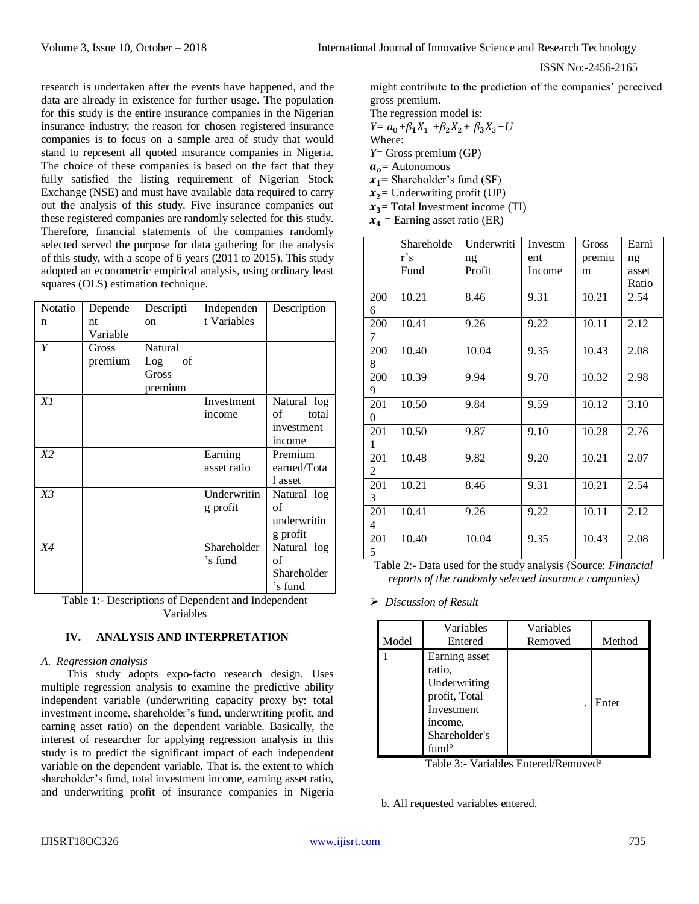research is undertaken after the events have happened, and the data are already in existence for further usage. The population for this study is the entire insurance companies in the Nigerian insurance industry; the reason for chosen registered insurance companies is to focus on a sample area of study that would stand to represent all quoted insurance companies in Nigeria. The choice of these companies is based on the fact that they fully satisfied the listing requirement of Nigerian Stock Exchange (NSE) and must have available data required to carry out the analysis of this study. Five insurance companies out these registered companies are randomly selected for this study. Therefore, financial statements of the companies randomly selected served the purpose for data gathering for the analysis of this study, with a scope of 6 years (2011 to 2015). This study adopted an econometric empirical analysis, using ordinary least squares (OLS) estimation technique.

| Notation | Dependent Variable | Description | Independent Variables | Description |
|---|---|---|---|---|
| *Y* | Gross premium | Natural Log of Gross premium | | |
| *X1* | | | Investment income | Natural log of total investment income |
| *X2* | | | Earning asset ratio | Premium earned/Total asset |
| *X3* | | | Underwriting profit | Natural log of underwriting profit |
| *X4* | | | Shareholder's fund | Natural log of Shareholder's fund |

Table 1:- Descriptions of Dependent and Independent Variables

## IV. ANALYSIS AND INTERPRETATION

### *A. Regression analysis*

This study adopts expo-facto research design. Uses multiple regression analysis to examine the predictive ability independent variable (underwriting capacity proxy by: total investment income, shareholder's fund, underwriting profit, and earning asset ratio) on the dependent variable. Basically, the interest of researcher for applying regression analysis in this study is to predict the significant impact of each independent variable on the dependent variable. That is, the extent to which shareholder's fund, total investment income, earning asset ratio, and underwriting profit of insurance companies in Nigeria might contribute to the prediction of the companies' perceived gross premium.

The regression model is:

$$Y = a_0 + \beta_1 X_1 + \beta_2 X_2 + \beta_3 X_3 + U$$

Where:

*Y*= Gross premium (GP)
$a_o$= Autonomous
$x_1$= Shareholder's fund (SF)
$x_2$= Underwriting profit (UP)
$x_3$= Total Investment income (TI)
$x_4$ = Earning asset ratio (ER)

| | Shareholder's Fund | Underwriting Profit | Investment Income | Gross premium | Earning asset Ratio |
|---|---|---|---|---|---|
| 2006 | 10.21 | 8.46 | 9.31 | 10.21 | 2.54 |
| 2007 | 10.41 | 9.26 | 9.22 | 10.11 | 2.12 |
| 2008 | 10.40 | 10.04 | 9.35 | 10.43 | 2.08 |
| 2009 | 10.39 | 9.94 | 9.70 | 10.32 | 2.98 |
| 2010 | 10.50 | 9.84 | 9.59 | 10.12 | 3.10 |
| 2011 | 10.50 | 9.87 | 9.10 | 10.28 | 2.76 |
| 2012 | 10.48 | 9.82 | 9.20 | 10.21 | 2.07 |
| 2013 | 10.21 | 8.46 | 9.31 | 10.21 | 2.54 |
| 2014 | 10.41 | 9.26 | 9.22 | 10.11 | 2.12 |
| 2015 | 10.40 | 10.04 | 9.35 | 10.43 | 2.08 |

Table 2:- Data used for the study analysis (Source: *Financial reports of the randomly selected insurance companies)*

- ➢ *Discussion of Result*

| Model | Variables Entered | Variables Removed | Method |
|---|---|---|---|
| 1 | Earning asset ratio, Underwriting profit, Total Investment income, Shareholder's fund[b] | . | Enter |

Table 3:- Variables Entered/Removed[a]

b. All requested variables entered.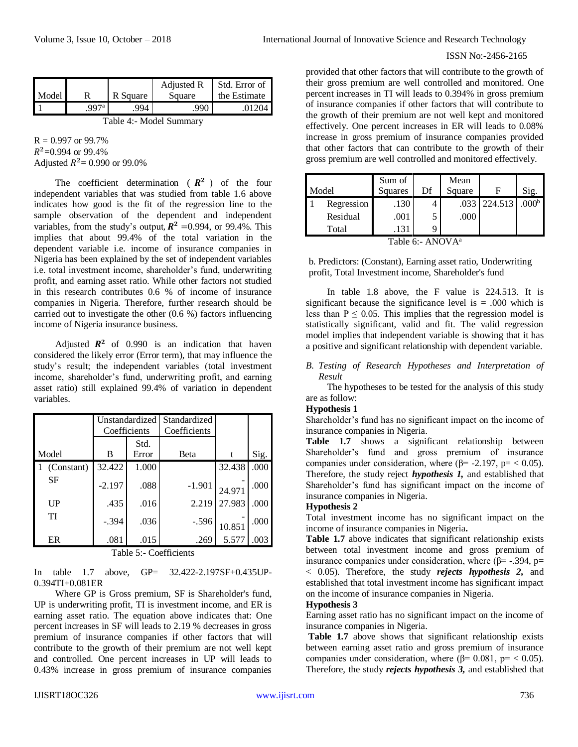| Model | R | R Square | Adjusted R Square | Std. Error of the Estimate |
|---|---|---|---|---|
| 1 | .997[a] | .994 | .990 | .01204 |

Table 4:- Model Summary

R = 0.997 or 99.7%
$R^2$=0.994 or 99.4%
Adjusted $R^2$= 0.990 or 99.0%

The coefficient determination ( $R^2$ ) of the four independent variables that was studied from table 1.6 above indicates how good is the fit of the regression line to the sample observation of the dependent and independent variables, from the study's output, $R^2$ =0.994, or 99.4%. This implies that about 99.4% of the total variation in the dependent variable i.e. income of insurance companies in Nigeria has been explained by the set of independent variables i.e. total investment income, shareholder's fund, underwriting profit, and earning asset ratio. While other factors not studied in this research contributes 0.6 % of income of insurance companies in Nigeria. Therefore, further research should be carried out to investigate the other (0.6 %) factors influencing income of Nigeria insurance business.

Adjusted $R^2$ of 0.990 is an indication that haven considered the likely error (Error term), that may influence the study's result; the independent variables (total investment income, shareholder's fund, underwriting profit, and earning asset ratio) still explained 99.4% of variation in dependent variables.

| Model | Unstandardized Coefficients | | Standardized Coefficients | t | Sig. |
|---|---|---|---|---|---|
| | B | Std. Error | Beta | | |
| 1 (Constant) | 32.422 | 1.000 | | 32.438 | .000 |
| SF | -2.197 | .088 | -1.901 | -24.971 | .000 |
| UP | .435 | .016 | 2.219 | 27.983 | .000 |
| TI | -.394 | .036 | -.596 | -10.851 | .000 |
| ER | .081 | .015 | .269 | 5.577 | .003 |

Table 5:- Coefficients

In table 1.7 above, GP= 32.422-2.197SF+0.435UP-0.394TI+0.081ER

Where GP is Gross premium, SF is Shareholder's fund, UP is underwriting profit, TI is investment income, and ER is earning asset ratio. The equation above indicates that: One percent increases in SF will leads to 2.19 % decreases in gross premium of insurance companies if other factors that will contribute to the growth of their premium are not well kept and controlled. One percent increases in UP will leads to 0.43% increase in gross premium of insurance companies provided that other factors that will contribute to the growth of their gross premium are well controlled and monitored. One percent increases in TI will leads to 0.394% in gross premium of insurance companies if other factors that will contribute to the growth of their premium are not well kept and monitored effectively. One percent increases in ER will leads to 0.08% increase in gross premium of insurance companies provided that other factors that can contribute to the growth of their gross premium are well controlled and monitored effectively.

| Model | | Sum of Squares | Df | Mean Square | F | Sig. |
|---|---|---|---|---|---|---|
| 1 | Regression | .130 | 4 | .033 | 224.513 | .000[b] |
| | Residual | .001 | 5 | .000 | | |
| | Total | .131 | 9 | | | |

Table 6:- ANOVA[a]

b. Predictors: (Constant), Earning asset ratio, Underwriting profit, Total Investment income, Shareholder's fund

In table 1.8 above, the F value is 224.513. It is significant because the significance level is = .000 which is less than P ≤ 0.05. This implies that the regression model is statistically significant, valid and fit. The valid regression model implies that independent variable is showing that it has a positive and significant relationship with dependent variable.

### *B. Testing of Research Hypotheses and Interpretation of Result*

The hypotheses to be tested for the analysis of this study are as follow:

**Hypothesis 1**

Shareholder's fund has no significant impact on the income of insurance companies in Nigeria.

**Table 1.7** shows a significant relationship between Shareholder's fund and gross premium of insurance companies under consideration, where (β= -2.197, p= < 0.05). Therefore, the study reject ***hypothesis 1,*** and established that Shareholder's fund has significant impact on the income of insurance companies in Nigeria.

**Hypothesis 2**

Total investment income has no significant impact on the income of insurance companies in Nigeria**.**

**Table 1.7** above indicates that significant relationship exists between total investment income and gross premium of insurance companies under consideration, where (β= -.394, p= < 0.05). Therefore, the study ***rejects hypothesis 2,*** and established that total investment income has significant impact on the income of insurance companies in Nigeria.

**Hypothesis 3**

Earning asset ratio has no significant impact on the income of insurance companies in Nigeria.

**Table 1.7** above shows that significant relationship exists between earning asset ratio and gross premium of insurance companies under consideration, where (β= 0.081, p= < 0.05). Therefore, the study ***rejects hypothesis 3,*** and established that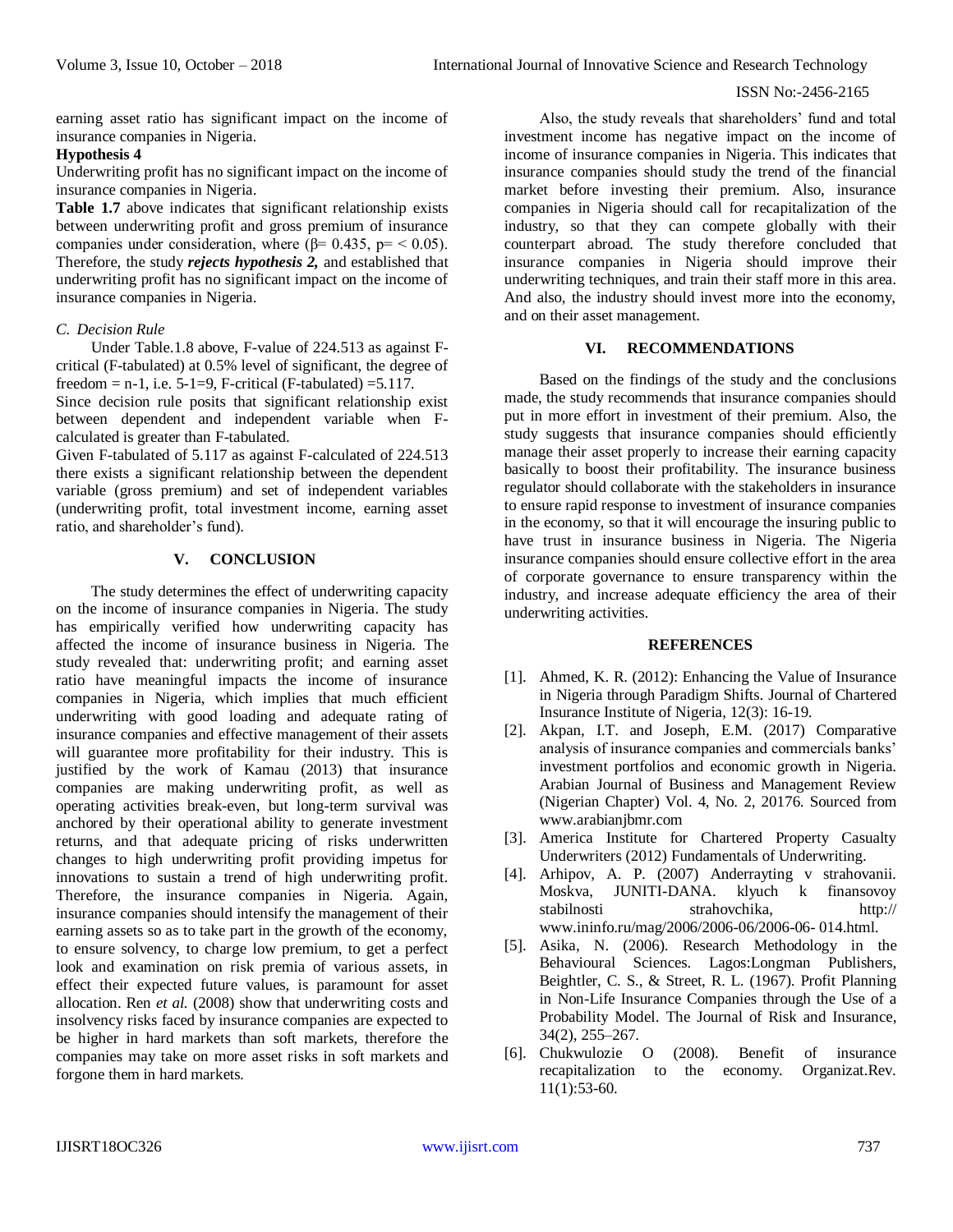earning asset ratio has significant impact on the income of insurance companies in Nigeria.

**Hypothesis 4**

Underwriting profit has no significant impact on the income of insurance companies in Nigeria.

**Table 1.7** above indicates that significant relationship exists between underwriting profit and gross premium of insurance companies under consideration, where (β= 0.435, p= < 0.05). Therefore, the study ***rejects hypothesis 2,*** and established that underwriting profit has no significant impact on the income of insurance companies in Nigeria.

### *C. Decision Rule*

Under Table.1.8 above, F-value of 224.513 as against F-critical (F-tabulated) at 0.5% level of significant, the degree of freedom = n-1, i.e. 5-1=9, F-critical (F-tabulated) =5.117.

Since decision rule posits that significant relationship exist between dependent and independent variable when F-calculated is greater than F-tabulated.

Given F-tabulated of 5.117 as against F-calculated of 224.513 there exists a significant relationship between the dependent variable (gross premium) and set of independent variables (underwriting profit, total investment income, earning asset ratio, and shareholder's fund).

## V. CONCLUSION

The study determines the effect of underwriting capacity on the income of insurance companies in Nigeria. The study has empirically verified how underwriting capacity has affected the income of insurance business in Nigeria. The study revealed that: underwriting profit; and earning asset ratio have meaningful impacts the income of insurance companies in Nigeria, which implies that much efficient underwriting with good loading and adequate rating of insurance companies and effective management of their assets will guarantee more profitability for their industry. This is justified by the work of Kamau (2013) that insurance companies are making underwriting profit, as well as operating activities break-even, but long-term survival was anchored by their operational ability to generate investment returns, and that adequate pricing of risks underwritten changes to high underwriting profit providing impetus for innovations to sustain a trend of high underwriting profit. Therefore, the insurance companies in Nigeria. Again, insurance companies should intensify the management of their earning assets so as to take part in the growth of the economy, to ensure solvency, to charge low premium, to get a perfect look and examination on risk premia of various assets, in effect their expected future values, is paramount for asset allocation. Ren *et al.* (2008) show that underwriting costs and insolvency risks faced by insurance companies are expected to be higher in hard markets than soft markets, therefore the companies may take on more asset risks in soft markets and forgone them in hard markets.

Also, the study reveals that shareholders' fund and total investment income has negative impact on the income of income of insurance companies in Nigeria. This indicates that insurance companies should study the trend of the financial market before investing their premium. Also, insurance companies in Nigeria should call for recapitalization of the industry, so that they can compete globally with their counterpart abroad. The study therefore concluded that insurance companies in Nigeria should improve their underwriting techniques, and train their staff more in this area. And also, the industry should invest more into the economy, and on their asset management.

## VI. RECOMMENDATIONS

Based on the findings of the study and the conclusions made, the study recommends that insurance companies should put in more effort in investment of their premium. Also, the study suggests that insurance companies should efficiently manage their asset properly to increase their earning capacity basically to boost their profitability. The insurance business regulator should collaborate with the stakeholders in insurance to ensure rapid response to investment of insurance companies in the economy, so that it will encourage the insuring public to have trust in insurance business in Nigeria. The Nigeria insurance companies should ensure collective effort in the area of corporate governance to ensure transparency within the industry, and increase adequate efficiency the area of their underwriting activities.

## REFERENCES

[1]. Ahmed, K. R. (2012): Enhancing the Value of Insurance in Nigeria through Paradigm Shifts. Journal of Chartered Insurance Institute of Nigeria, 12(3): 16-19.

[2]. Akpan, I.T. and Joseph, E.M. (2017) Comparative analysis of insurance companies and commercials banks' investment portfolios and economic growth in Nigeria. Arabian Journal of Business and Management Review (Nigerian Chapter) Vol. 4, No. 2, 20176. Sourced from www.arabianjbmr.com

[3]. America Institute for Chartered Property Casualty Underwriters (2012) Fundamentals of Underwriting.

[4]. Arhipov, A. P. (2007) Anderrayting v strahovanii. Moskva, JUNITI-DANA. klyuch k finansovoy stabilnosti strahovchika, http:// www.ininfo.ru/mag/2006/2006-06/2006-06- 014.html.

[5]. Asika, N. (2006). Research Methodology in the Behavioural Sciences. Lagos:Longman Publishers, Beightler, C. S., & Street, R. L. (1967). Profit Planning in Non-Life Insurance Companies through the Use of a Probability Model. The Journal of Risk and Insurance, 34(2), 255–267.

[6]. Chukwulozie O (2008). Benefit of insurance recapitalization to the economy. Organizat.Rev. 11(1):53-60.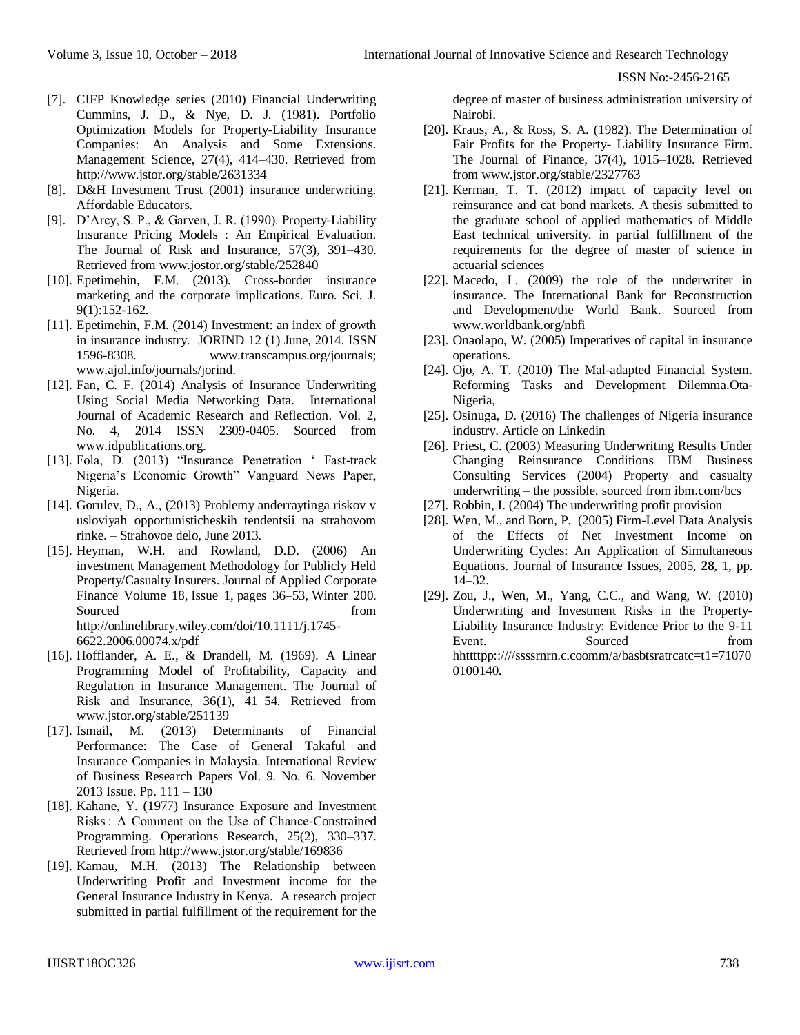[7]. CIFP Knowledge series (2010) Financial Underwriting Cummins, J. D., & Nye, D. J. (1981). Portfolio Optimization Models for Property-Liability Insurance Companies: An Analysis and Some Extensions. Management Science, 27(4), 414–430. Retrieved from http://www.jstor.org/stable/2631334

[8]. D&H Investment Trust (2001) insurance underwriting. Affordable Educators.

[9]. D'Arcy, S. P., & Garven, J. R. (1990). Property-Liability Insurance Pricing Models : An Empirical Evaluation. The Journal of Risk and Insurance, 57(3), 391–430. Retrieved from www.jostor.org/stable/252840

[10]. Epetimehin, F.M. (2013). Cross-border insurance marketing and the corporate implications. Euro. Sci. J. 9(1):152-162.

[11]. Epetimehin, F.M. (2014) Investment: an index of growth in insurance industry. JORIND 12 (1) June, 2014. ISSN 1596-8308. www.transcampus.org/journals; www.ajol.info/journals/jorind.

[12]. Fan, C. F. (2014) Analysis of Insurance Underwriting Using Social Media Networking Data. International Journal of Academic Research and Reflection. Vol. 2, No. 4, 2014 ISSN 2309-0405. Sourced from www.idpublications.org.

[13]. Fola, D. (2013) "Insurance Penetration ' Fast-track Nigeria's Economic Growth" Vanguard News Paper, Nigeria.

[14]. Gorulev, D., A., (2013) Problemy anderraytinga riskov v usloviyah opportunisticheskih tendentsii na strahovom rinke. – Strahovoe delo, June 2013.

[15]. Heyman, W.H. and Rowland, D.D. (2006) An investment Management Methodology for Publicly Held Property/Casualty Insurers. Journal of Applied Corporate Finance Volume 18, Issue 1, pages 36–53, Winter 200. Sourced from http://onlinelibrary.wiley.com/doi/10.1111/j.1745-6622.2006.00074.x/pdf

[16]. Hofflander, A. E., & Drandell, M. (1969). A Linear Programming Model of Profitability, Capacity and Regulation in Insurance Management. The Journal of Risk and Insurance, 36(1), 41–54. Retrieved from www.jstor.org/stable/251139

[17]. Ismail, M. (2013) Determinants of Financial Performance: The Case of General Takaful and Insurance Companies in Malaysia. International Review of Business Research Papers Vol. 9. No. 6. November 2013 Issue. Pp. 111 – 130

[18]. Kahane, Y. (1977) Insurance Exposure and Investment Risks : A Comment on the Use of Chance-Constrained Programming. Operations Research, 25(2), 330–337. Retrieved from http://www.jstor.org/stable/169836

[19]. Kamau, M.H. (2013) The Relationship between Underwriting Profit and Investment income for the General Insurance Industry in Kenya. A research project submitted in partial fulfillment of the requirement for the degree of master of business administration university of Nairobi.

[20]. Kraus, A., & Ross, S. A. (1982). The Determination of Fair Profits for the Property- Liability Insurance Firm. The Journal of Finance, 37(4), 1015–1028. Retrieved from www.jstor.org/stable/2327763

[21]. Kerman, T. T. (2012) impact of capacity level on reinsurance and cat bond markets. A thesis submitted to the graduate school of applied mathematics of Middle East technical university. in partial fulfillment of the requirements for the degree of master of science in actuarial sciences

[22]. Macedo, L. (2009) the role of the underwriter in insurance. The International Bank for Reconstruction and Development/the World Bank. Sourced from www.worldbank.org/nbfi

[23]. Onaolapo, W. (2005) Imperatives of capital in insurance operations.

[24]. Ojo, A. T. (2010) The Mal-adapted Financial System. Reforming Tasks and Development Dilemma.Ota-Nigeria,

[25]. Osinuga, D. (2016) The challenges of Nigeria insurance industry. Article on Linkedin

[26]. Priest, C. (2003) Measuring Underwriting Results Under Changing Reinsurance Conditions IBM Business Consulting Services (2004) Property and casualty underwriting – the possible. sourced from ibm.com/bcs

[27]. Robbin, I. (2004) The underwriting profit provision

[28]. Wen, M., and Born, P. (2005) Firm-Level Data Analysis of the Effects of Net Investment Income on Underwriting Cycles: An Application of Simultaneous Equations. Journal of Insurance Issues, 2005, **28**, 1, pp. 14–32.

[29]. Zou, J., Wen, M., Yang, C.C., and Wang, W. (2010) Underwriting and Investment Risks in the Property-Liability Insurance Industry: Evidence Prior to the 9-11 Event. Sourced from hhttttpp:////ssssrnrn.c.coomm/a/basbtsratrcatc=t1=710700100140.